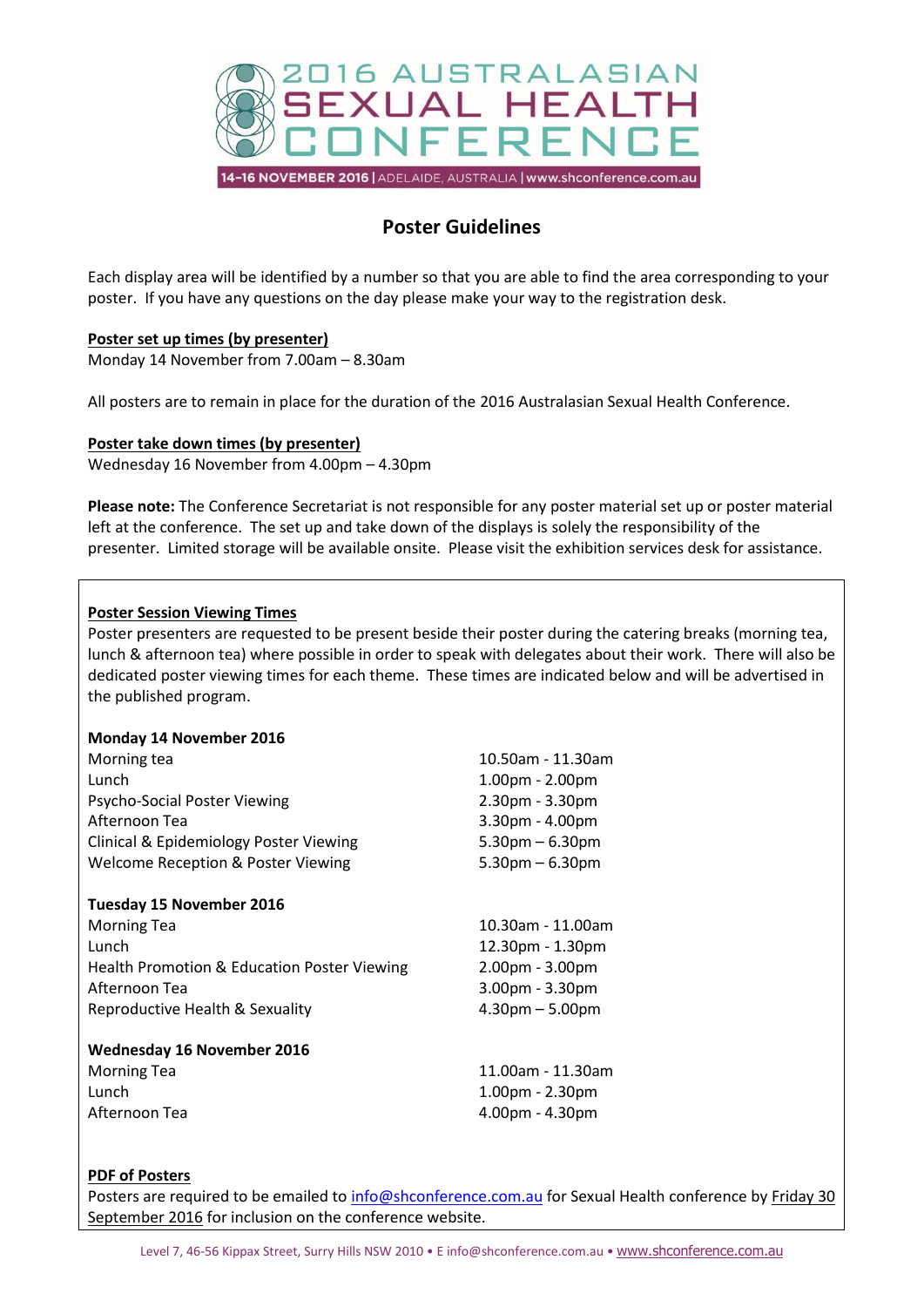# 2016 AUSTRALASIAN SEXUAL HEALTH CONFERENCE

14-16 NOVEMBER 2016 | ADELAIDE, AUSTRALIA | www.shconference.com.au

## Poster Guidelines

Each display area will be identified by a number so that you are able to find the area corresponding to your poster. If you have any questions on the day please make your way to the registration desk.

**Poster set up times (by presenter)**
Monday 14 November from 7.00am – 8.30am

All posters are to remain in place for the duration of the 2016 Australasian Sexual Health Conference.

**Poster take down times (by presenter)**
Wednesday 16 November from 4.00pm – 4.30pm

**Please note:** The Conference Secretariat is not responsible for any poster material set up or poster material left at the conference. The set up and take down of the displays is solely the responsibility of the presenter. Limited storage will be available onsite. Please visit the exhibition services desk for assistance.

**Poster Session Viewing Times**
Poster presenters are requested to be present beside their poster during the catering breaks (morning tea, lunch & afternoon tea) where possible in order to speak with delegates about their work. There will also be dedicated poster viewing times for each theme. These times are indicated below and will be advertised in the published program.

| **Monday 14 November 2016** | |
|---|---|
| Morning tea | 10.50am - 11.30am |
| Lunch | 1.00pm - 2.00pm |
| Psycho-Social Poster Viewing | 2.30pm - 3.30pm |
| Afternoon Tea | 3.30pm - 4.00pm |
| Clinical & Epidemiology Poster Viewing | 5.30pm – 6.30pm |
| Welcome Reception & Poster Viewing | 5.30pm – 6.30pm |
| **Tuesday 15 November 2016** | |
| Morning Tea | 10.30am - 11.00am |
| Lunch | 12.30pm - 1.30pm |
| Health Promotion & Education Poster Viewing | 2.00pm - 3.00pm |
| Afternoon Tea | 3.00pm - 3.30pm |
| Reproductive Health & Sexuality | 4.30pm – 5.00pm |
| **Wednesday 16 November 2016** | |
| Morning Tea | 11.00am - 11.30am |
| Lunch | 1.00pm - 2.30pm |
| Afternoon Tea | 4.00pm - 4.30pm |

**PDF of Posters**
Posters are required to be emailed to info@shconference.com.au for Sexual Health conference by Friday 30 September 2016 for inclusion on the conference website.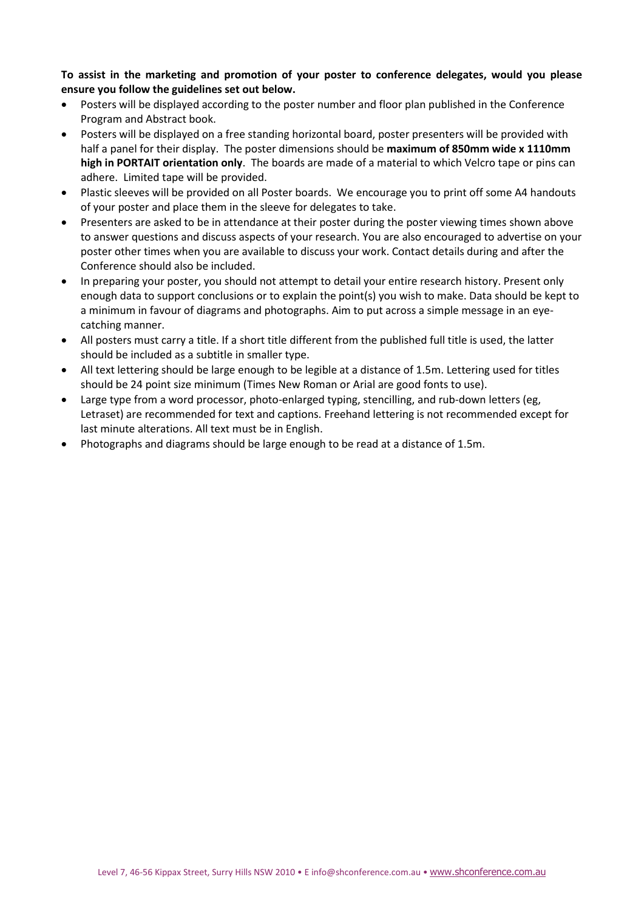**To assist in the marketing and promotion of your poster to conference delegates, would you please ensure you follow the guidelines set out below.**

- Posters will be displayed according to the poster number and floor plan published in the Conference Program and Abstract book.
- Posters will be displayed on a free standing horizontal board, poster presenters will be provided with half a panel for their display. The poster dimensions should be **maximum of 850mm wide x 1110mm high in PORTAIT orientation only**. The boards are made of a material to which Velcro tape or pins can adhere. Limited tape will be provided.
- Plastic sleeves will be provided on all Poster boards. We encourage you to print off some A4 handouts of your poster and place them in the sleeve for delegates to take.
- Presenters are asked to be in attendance at their poster during the poster viewing times shown above to answer questions and discuss aspects of your research. You are also encouraged to advertise on your poster other times when you are available to discuss your work. Contact details during and after the Conference should also be included.
- In preparing your poster, you should not attempt to detail your entire research history. Present only enough data to support conclusions or to explain the point(s) you wish to make. Data should be kept to a minimum in favour of diagrams and photographs. Aim to put across a simple message in an eye-catching manner.
- All posters must carry a title. If a short title different from the published full title is used, the latter should be included as a subtitle in smaller type.
- All text lettering should be large enough to be legible at a distance of 1.5m. Lettering used for titles should be 24 point size minimum (Times New Roman or Arial are good fonts to use).
- Large type from a word processor, photo-enlarged typing, stencilling, and rub-down letters (eg, Letraset) are recommended for text and captions. Freehand lettering is not recommended except for last minute alterations. All text must be in English.
- Photographs and diagrams should be large enough to be read at a distance of 1.5m.